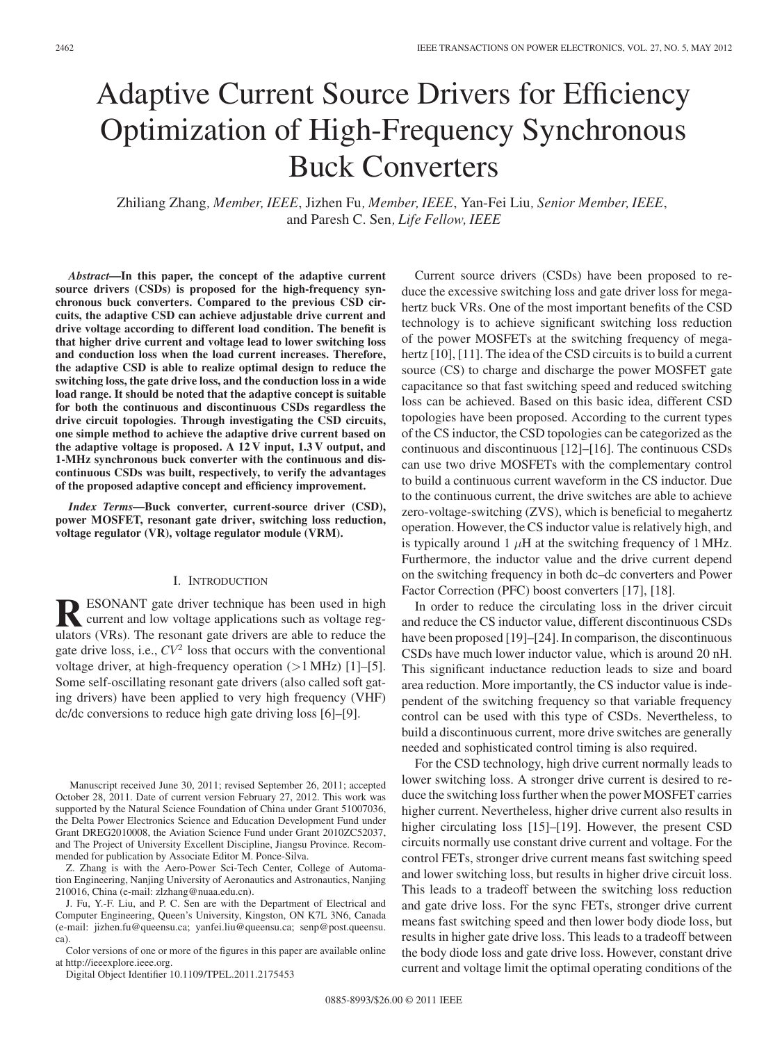# Adaptive Current Source Drivers for Efficiency Optimization of High-Frequency Synchronous Buck Converters

Zhiliang Zhang, *Member, IEEE*, Jizhen Fu, *Member, IEEE*, Yan-Fei Liu, *Senior Member, IEEE*, and Paresh C. Sen, *Life Fellow, IEEE*

***Abstract*—In this paper, the concept of the adaptive current source drivers (CSDs) is proposed for the high-frequency synchronous buck converters. Compared to the previous CSD circuits, the adaptive CSD can achieve adjustable drive current and drive voltage according to different load condition. The benefit is that higher drive current and voltage lead to lower switching loss and conduction loss when the load current increases. Therefore, the adaptive CSD is able to realize optimal design to reduce the switching loss, the gate drive loss, and the conduction loss in a wide load range. It should be noted that the adaptive concept is suitable for both the continuous and discontinuous CSDs regardless the drive circuit topologies. Through investigating the CSD circuits, one simple method to achieve the adaptive drive current based on the adaptive voltage is proposed. A 12 V input, 1.3 V output, and 1-MHz synchronous buck converter with the continuous and discontinuous CSDs was built, respectively, to verify the advantages of the proposed adaptive concept and efficiency improvement.**

***Index Terms*—Buck converter, current-source driver (CSD), power MOSFET, resonant gate driver, switching loss reduction, voltage regulator (VR), voltage regulator module (VRM).**

## I. Introduction

RESONANT gate driver technique has been used in high current and low voltage applications such as voltage regulators (VRs). The resonant gate drivers are able to reduce the gate drive loss, i.e., $CV^2$ loss that occurs with the conventional voltage driver, at high-frequency operation (>1 MHz) [1]–[5]. Some self-oscillating resonant gate drivers (also called soft gating drivers) have been applied to very high frequency (VHF) dc/dc conversions to reduce high gate driving loss [6]–[9].

Current source drivers (CSDs) have been proposed to reduce the excessive switching loss and gate driver loss for megahertz buck VRs. One of the most important benefits of the CSD technology is to achieve significant switching loss reduction of the power MOSFETs at the switching frequency of megahertz [10], [11]. The idea of the CSD circuits is to build a current source (CS) to charge and discharge the power MOSFET gate capacitance so that fast switching speed and reduced switching loss can be achieved. Based on this basic idea, different CSD topologies have been proposed. According to the current types of the CS inductor, the CSD topologies can be categorized as the continuous and discontinuous [12]–[16]. The continuous CSDs can use two drive MOSFETs with the complementary control to build a continuous current waveform in the CS inductor. Due to the continuous current, the drive switches are able to achieve zero-voltage-switching (ZVS), which is beneficial to megahertz operation. However, the CS inductor value is relatively high, and is typically around 1 $\mu$H at the switching frequency of 1 MHz. Furthermore, the inductor value and the drive current depend on the switching frequency in both dc–dc converters and Power Factor Correction (PFC) boost converters [17], [18].

In order to reduce the circulating loss in the driver circuit and reduce the CS inductor value, different discontinuous CSDs have been proposed [19]–[24]. In comparison, the discontinuous CSDs have much lower inductor value, which is around 20 nH. This significant inductance reduction leads to size and board area reduction. More importantly, the CS inductor value is independent of the switching frequency so that variable frequency control can be used with this type of CSDs. Nevertheless, to build a discontinuous current, more drive switches are generally needed and sophisticated control timing is also required.

For the CSD technology, high drive current normally leads to lower switching loss. A stronger drive current is desired to reduce the switching loss further when the power MOSFET carries higher current. Nevertheless, higher drive current also results in higher circulating loss [15]–[19]. However, the present CSD circuits normally use constant drive current and voltage. For the control FETs, stronger drive current means fast switching speed and lower switching loss, but results in higher drive circuit loss. This leads to a tradeoff between the switching loss reduction and gate drive loss. For the sync FETs, stronger drive current means fast switching speed and then lower body diode loss, but results in higher gate drive loss. This leads to a tradeoff between the body diode loss and gate drive loss. However, constant drive current and voltage limit the optimal operating conditions of the

Manuscript received June 30, 2011; revised September 26, 2011; accepted October 28, 2011. Date of current version February 27, 2012. This work was supported by the Natural Science Foundation of China under Grant 51007036, the Delta Power Electronics Science and Education Development Fund under Grant DREG2010008, the Aviation Science Fund under Grant 2010ZC52037, and The Project of University Excellent Discipline, Jiangsu Province. Recommended for publication by Associate Editor M. Ponce-Silva.

Z. Zhang is with the Aero-Power Sci-Tech Center, College of Automation Engineering, Nanjing University of Aeronautics and Astronautics, Nanjing 210016, China (e-mail: zlzhang@nuaa.edu.cn).

J. Fu, Y.-F. Liu, and P. C. Sen are with the Department of Electrical and Computer Engineering, Queen's University, Kingston, ON K7L 3N6, Canada (e-mail: jizhen.fu@queensu.ca; yanfei.liu@queensu.ca; senp@post.queensu.ca).

Color versions of one or more of the figures in this paper are available online at http://ieeexplore.ieee.org.

Digital Object Identifier 10.1109/TPEL.2011.2175453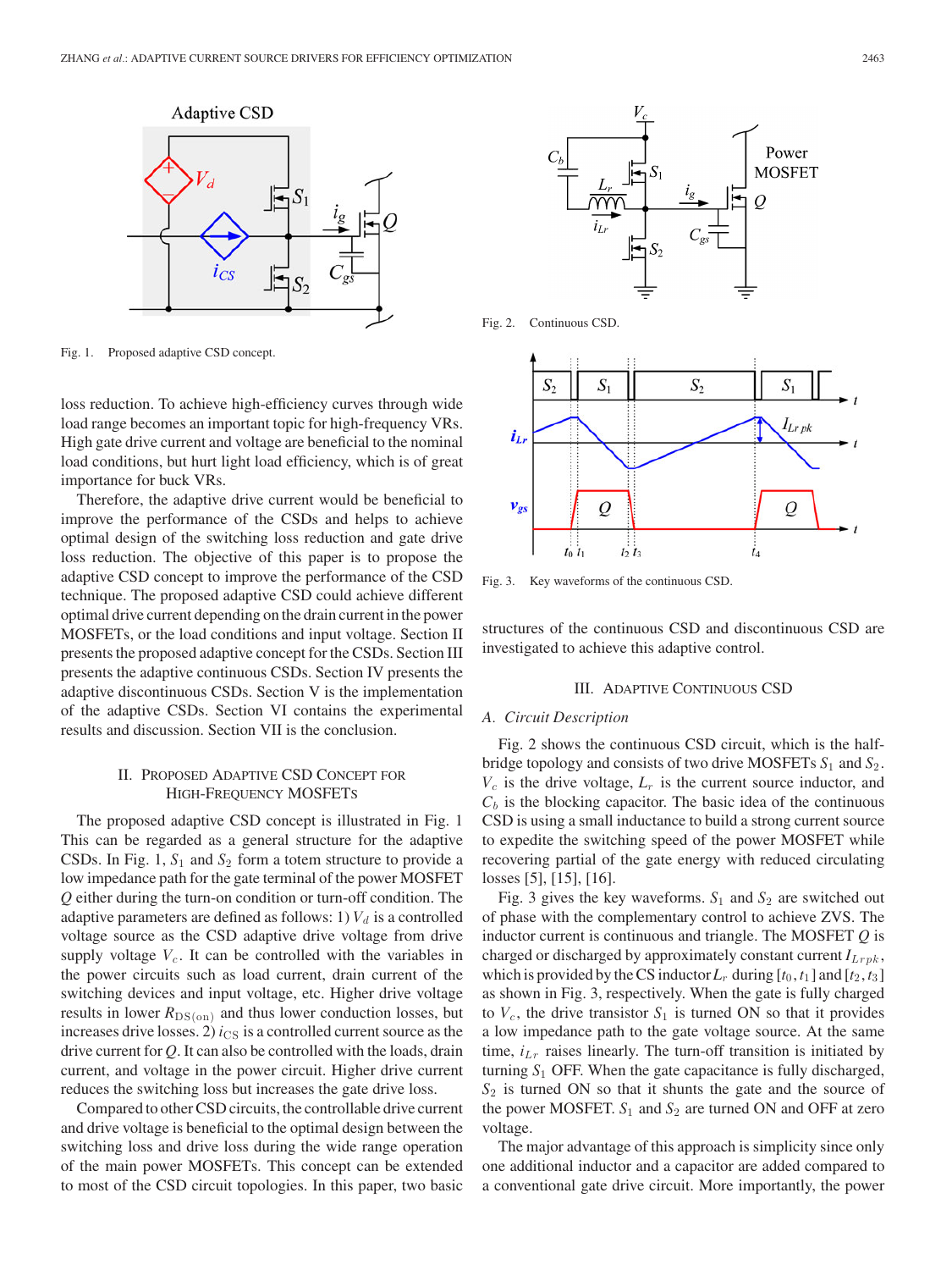Fig. 1. Proposed adaptive CSD concept.

loss reduction. To achieve high-efficiency curves through wide load range becomes an important topic for high-frequency VRs. High gate drive current and voltage are beneficial to the nominal load conditions, but hurt light load efficiency, which is of great importance for buck VRs.

Therefore, the adaptive drive current would be beneficial to improve the performance of the CSDs and helps to achieve optimal design of the switching loss reduction and gate drive loss reduction. The objective of this paper is to propose the adaptive CSD concept to improve the performance of the CSD technique. The proposed adaptive CSD could achieve different optimal drive current depending on the drain current in the power MOSFETs, or the load conditions and input voltage. Section II presents the proposed adaptive concept for the CSDs. Section III presents the adaptive continuous CSDs. Section IV presents the adaptive discontinuous CSDs. Section V is the implementation of the adaptive CSDs. Section VI contains the experimental results and discussion. Section VII is the conclusion.

## II. Proposed Adaptive CSD Concept for High-Frequency MOSFETs

The proposed adaptive CSD concept is illustrated in Fig. 1 This can be regarded as a general structure for the adaptive CSDs. In Fig. 1, $S_1$ and $S_2$ form a totem structure to provide a low impedance path for the gate terminal of the power MOSFET $Q$ either during the turn-on condition or turn-off condition. The adaptive parameters are defined as follows: 1) $V_d$ is a controlled voltage source as the CSD adaptive drive voltage from drive supply voltage $V_c$. It can be controlled with the variables in the power circuits such as load current, drain current of the switching devices and input voltage, etc. Higher drive voltage results in lower $R_{\mathrm{DS(on)}}$ and thus lower conduction losses, but increases drive losses. 2) $i_{\mathrm{CS}}$ is a controlled current source as the drive current for $Q$. It can also be controlled with the loads, drain current, and voltage in the power circuit. Higher drive current reduces the switching loss but increases the gate drive loss.

Compared to other CSD circuits, the controllable drive current and drive voltage is beneficial to the optimal design between the switching loss and drive loss during the wide range operation of the main power MOSFETs. This concept can be extended to most of the CSD circuit topologies. In this paper, two basic structures of the continuous CSD and discontinuous CSD are investigated to achieve this adaptive control.

Fig. 2. Continuous CSD.

Fig. 3. Key waveforms of the continuous CSD.

## III. Adaptive Continuous CSD

### A. Circuit Description

Fig. 2 shows the continuous CSD circuit, which is the half-bridge topology and consists of two drive MOSFETs $S_1$ and $S_2$. $V_c$ is the drive voltage, $L_r$ is the current source inductor, and $C_b$ is the blocking capacitor. The basic idea of the continuous CSD is using a small inductance to build a strong current source to expedite the switching speed of the power MOSFET while recovering partial of the gate energy with reduced circulating losses [5], [15], [16].

Fig. 3 gives the key waveforms. $S_1$ and $S_2$ are switched out of phase with the complementary control to achieve ZVS. The inductor current is continuous and triangle. The MOSFET $Q$ is charged or discharged by approximately constant current $I_{Lrpk}$, which is provided by the CS inductor $L_r$ during $[t_0, t_1]$ and $[t_2, t_3]$ as shown in Fig. 3, respectively. When the gate is fully charged to $V_c$, the drive transistor $S_1$ is turned ON so that it provides a low impedance path to the gate voltage source. At the same time, $i_{Lr}$ raises linearly. The turn-off transition is initiated by turning $S_1$ OFF. When the gate capacitance is fully discharged, $S_2$ is turned ON so that it shunts the gate and the source of the power MOSFET. $S_1$ and $S_2$ are turned ON and OFF at zero voltage.

The major advantage of this approach is simplicity since only one additional inductor and a capacitor are added compared to a conventional gate drive circuit. More importantly, the power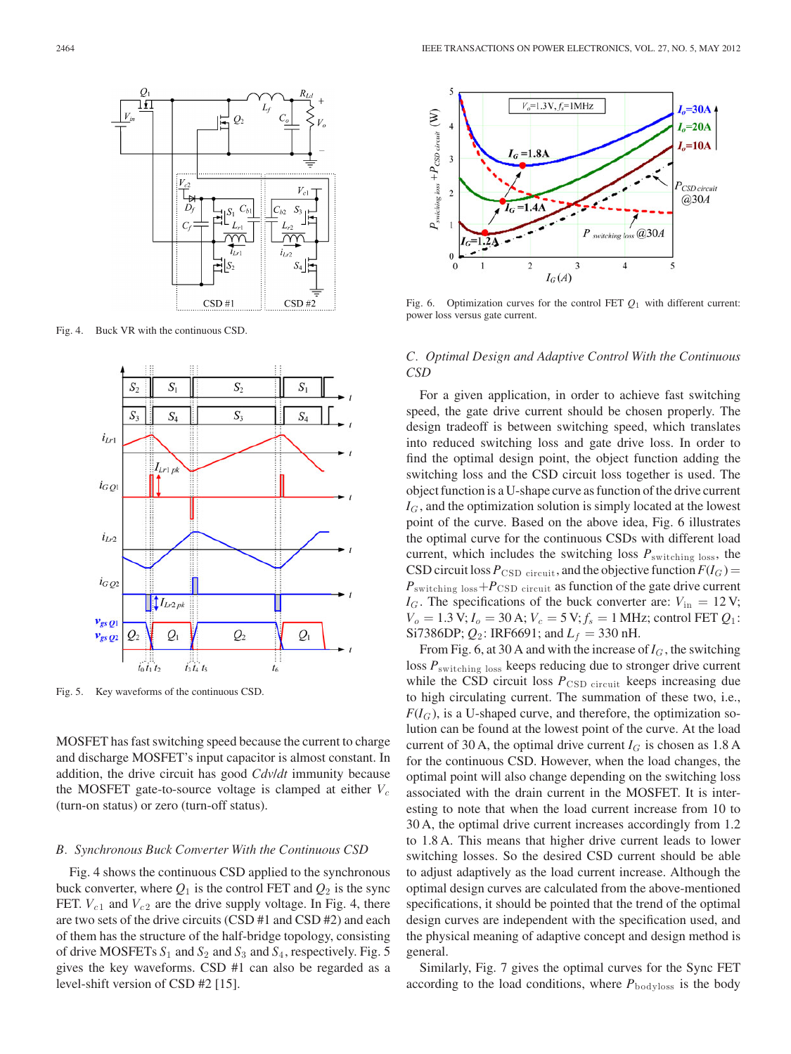Fig. 4. Buck VR with the continuous CSD.

Fig. 5. Key waveforms of the continuous CSD.

MOSFET has fast switching speed because the current to charge and discharge MOSFET's input capacitor is almost constant. In addition, the drive circuit has good *Cdv/dt* immunity because the MOSFET gate-to-source voltage is clamped at either $V_c$ (turn-on status) or zero (turn-off status).

### *B. Synchronous Buck Converter With the Continuous CSD*

Fig. 4 shows the continuous CSD applied to the synchronous buck converter, where $Q_1$ is the control FET and $Q_2$ is the sync FET. $V_{c1}$ and $V_{c2}$ are the drive supply voltage. In Fig. 4, there are two sets of the drive circuits (CSD #1 and CSD #2) and each of them has the structure of the half-bridge topology, consisting of drive MOSFETs $S_1$ and $S_2$ and $S_3$ and $S_4$, respectively. Fig. 5 gives the key waveforms. CSD #1 can also be regarded as a level-shift version of CSD #2 [15].

Fig. 6. Optimization curves for the control FET $Q_1$ with different current: power loss versus gate current.

### *C. Optimal Design and Adaptive Control With the Continuous CSD*

For a given application, in order to achieve fast switching speed, the gate drive current should be chosen properly. The design tradeoff is between switching speed, which translates into reduced switching loss and gate drive loss. In order to find the optimal design point, the object function adding the switching loss and the CSD circuit loss together is used. The object function is a U-shape curve as function of the drive current $I_G$, and the optimization solution is simply located at the lowest point of the curve. Based on the above idea, Fig. 6 illustrates the optimal curve for the continuous CSDs with different load current, which includes the switching loss $P_{\text{switching loss}}$, the CSD circuit loss $P_{\text{CSD circuit}}$, and the objective function $F(I_G) = P_{\text{switching loss}} + P_{\text{CSD circuit}}$ as function of the gate drive current $I_G$. The specifications of the buck converter are: $V_{\text{in}} = 12$ V; $V_o = 1.3$ V; $I_o = 30$ A; $V_c = 5$ V; $f_s = 1$ MHz; control FET $Q_1$: Si7386DP; $Q_2$: IRF6691; and $L_f = 330$ nH.

From Fig. 6, at 30 A and with the increase of $I_G$, the switching loss $P_{\text{switching loss}}$ keeps reducing due to stronger drive current while the CSD circuit loss $P_{\text{CSD circuit}}$ keeps increasing due to high circulating current. The summation of these two, i.e., $F(I_G)$, is a U-shaped curve, and therefore, the optimization solution can be found at the lowest point of the curve. At the load current of 30 A, the optimal drive current $I_G$ is chosen as 1.8 A for the continuous CSD. However, when the load changes, the optimal point will also change depending on the switching loss associated with the drain current in the MOSFET. It is interesting to note that when the load current increase from 10 to 30 A, the optimal drive current increases accordingly from 1.2 to 1.8 A. This means that higher drive current leads to lower switching losses. So the desired CSD current should be able to adjust adaptively as the load current increase. Although the optimal design curves are calculated from the above-mentioned specifications, it should be pointed that the trend of the optimal design curves are independent with the specification used, and the physical meaning of adaptive concept and design method is general.

Similarly, Fig. 7 gives the optimal curves for the Sync FET according to the load conditions, where $P_{\text{bodyloss}}$ is the body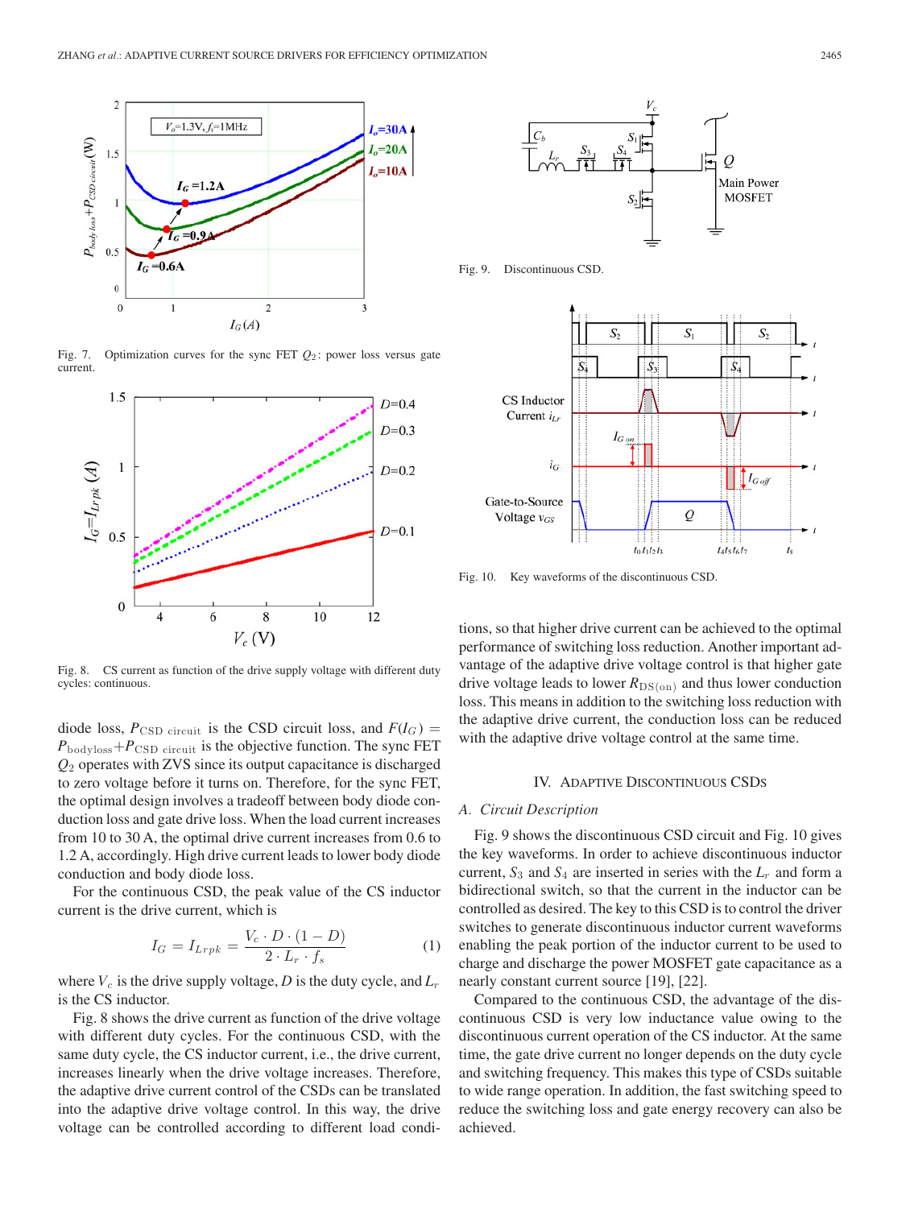Fig. 7. Optimization curves for the sync FET $Q_2$: power loss versus gate current.

Fig. 8. CS current as function of the drive supply voltage with different duty cycles: continuous.

Fig. 9. Discontinuous CSD.

Fig. 10. Key waveforms of the discontinuous CSD.

diode loss, $P_{\text{CSD circuit}}$ is the CSD circuit loss, and $F(I_G) = P_{\text{bodyloss}} + P_{\text{CSD circuit}}$ is the objective function. The sync FET $Q_2$ operates with ZVS since its output capacitance is discharged to zero voltage before it turns on. Therefore, for the sync FET, the optimal design involves a tradeoff between body diode conduction loss and gate drive loss. When the load current increases from 10 to 30 A, the optimal drive current increases from 0.6 to 1.2 A, accordingly. High drive current leads to lower body diode conduction and body diode loss.

For the continuous CSD, the peak value of the CS inductor current is the drive current, which is

$$I_G = I_{Lrpk} = \frac{V_c \cdot D \cdot (1 - D)}{2 \cdot L_r \cdot f_s} \tag{1}$$

where $V_c$ is the drive supply voltage, $D$ is the duty cycle, and $L_r$ is the CS inductor.

Fig. 8 shows the drive current as function of the drive voltage with different duty cycles. For the continuous CSD, with the same duty cycle, the CS inductor current, i.e., the drive current, increases linearly when the drive voltage increases. Therefore, the adaptive drive current control of the CSDs can be translated into the adaptive drive voltage control. In this way, the drive voltage can be controlled according to different load conditions, so that higher drive current can be achieved to the optimal performance of switching loss reduction. Another important advantage of the adaptive drive voltage control is that higher gate drive voltage leads to lower $R_{\text{DS(on)}}$ and thus lower conduction loss. This means in addition to the switching loss reduction with the adaptive drive current, the conduction loss can be reduced with the adaptive drive voltage control at the same time.

## IV. Adaptive Discontinuous CSDs

### A. Circuit Description

Fig. 9 shows the discontinuous CSD circuit and Fig. 10 gives the key waveforms. In order to achieve discontinuous inductor current, $S_3$ and $S_4$ are inserted in series with the $L_r$ and form a bidirectional switch, so that the current in the inductor can be controlled as desired. The key to this CSD is to control the driver switches to generate discontinuous inductor current waveforms enabling the peak portion of the inductor current to be used to charge and discharge the power MOSFET gate capacitance as a nearly constant current source [19], [22].

Compared to the continuous CSD, the advantage of the discontinuous CSD is very low inductance value owing to the discontinuous current operation of the CS inductor. At the same time, the gate drive current no longer depends on the duty cycle and switching frequency. This makes this type of CSDs suitable to wide range operation. In addition, the fast switching speed to reduce the switching loss and gate energy recovery can also be achieved.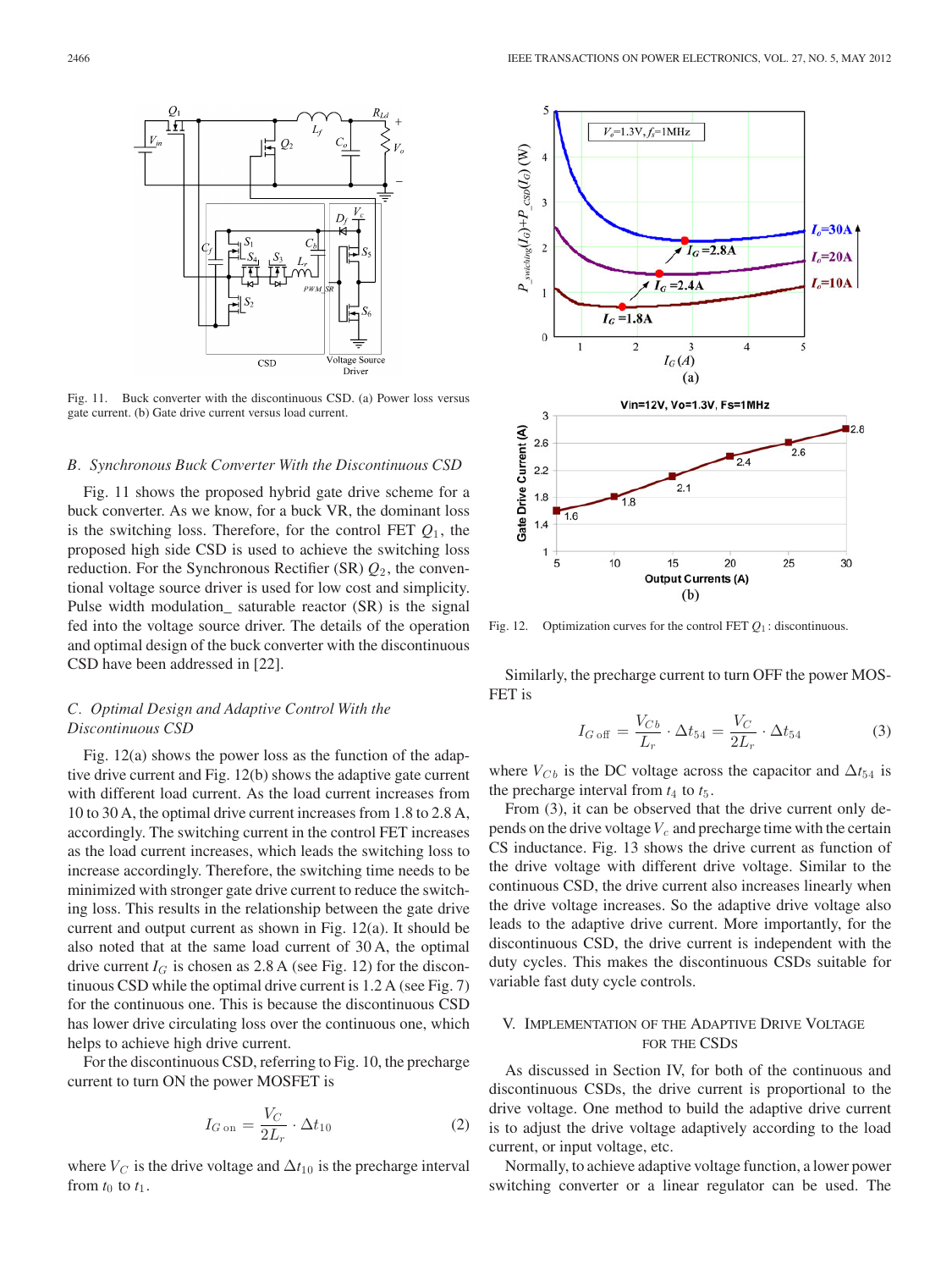Fig. 11. Buck converter with the discontinuous CSD. (a) Power loss versus gate current. (b) Gate drive current versus load current.

### B. Synchronous Buck Converter With the Discontinuous CSD

Fig. 11 shows the proposed hybrid gate drive scheme for a buck converter. As we know, for a buck VR, the dominant loss is the switching loss. Therefore, for the control FET $Q_1$, the proposed high side CSD is used to achieve the switching loss reduction. For the Synchronous Rectifier (SR) $Q_2$, the conventional voltage source driver is used for low cost and simplicity. Pulse width modulation_ saturable reactor (SR) is the signal fed into the voltage source driver. The details of the operation and optimal design of the buck converter with the discontinuous CSD have been addressed in [22].

### C. Optimal Design and Adaptive Control With the Discontinuous CSD

Fig. 12(a) shows the power loss as the function of the adaptive drive current and Fig. 12(b) shows the adaptive gate current with different load current. As the load current increases from 10 to 30 A, the optimal drive current increases from 1.8 to 2.8 A, accordingly. The switching current in the control FET increases as the load current increases, which leads the switching loss to increase accordingly. Therefore, the switching time needs to be minimized with stronger gate drive current to reduce the switching loss. This results in the relationship between the gate drive current and output current as shown in Fig. 12(a). It should be also noted that at the same load current of 30 A, the optimal drive current $I_G$ is chosen as 2.8 A (see Fig. 12) for the discontinuous CSD while the optimal drive current is 1.2 A (see Fig. 7) for the continuous one. This is because the discontinuous CSD has lower drive circulating loss over the continuous one, which helps to achieve high drive current.

For the discontinuous CSD, referring to Fig. 10, the precharge current to turn ON the power MOSFET is

$$I_{G\,\text{on}} = \frac{V_C}{2L_r} \cdot \Delta t_{10} \tag{2}$$

where $V_C$ is the drive voltage and $\Delta t_{10}$ is the precharge interval from $t_0$ to $t_1$.

Fig. 12. Optimization curves for the control FET $Q_1$: discontinuous.

Similarly, the precharge current to turn OFF the power MOSFET is

$$I_{G\,\text{off}} = \frac{V_{Cb}}{L_r} \cdot \Delta t_{54} = \frac{V_C}{2L_r} \cdot \Delta t_{54} \tag{3}$$

where $V_{Cb}$ is the DC voltage across the capacitor and $\Delta t_{54}$ is the precharge interval from $t_4$ to $t_5$.

From (3), it can be observed that the drive current only depends on the drive voltage $V_c$ and precharge time with the certain CS inductance. Fig. 13 shows the drive current as function of the drive voltage with different drive voltage. Similar to the continuous CSD, the drive current also increases linearly when the drive voltage increases. So the adaptive drive voltage also leads to the adaptive drive current. More importantly, for the discontinuous CSD, the drive current is independent with the duty cycles. This makes the discontinuous CSDs suitable for variable fast duty cycle controls.

## V. Implementation of the Adaptive Drive Voltage for the CSDs

As discussed in Section IV, for both of the continuous and discontinuous CSDs, the drive current is proportional to the drive voltage. One method to build the adaptive drive current is to adjust the drive voltage adaptively according to the load current, or input voltage, etc.

Normally, to achieve adaptive voltage function, a lower power switching converter or a linear regulator can be used. The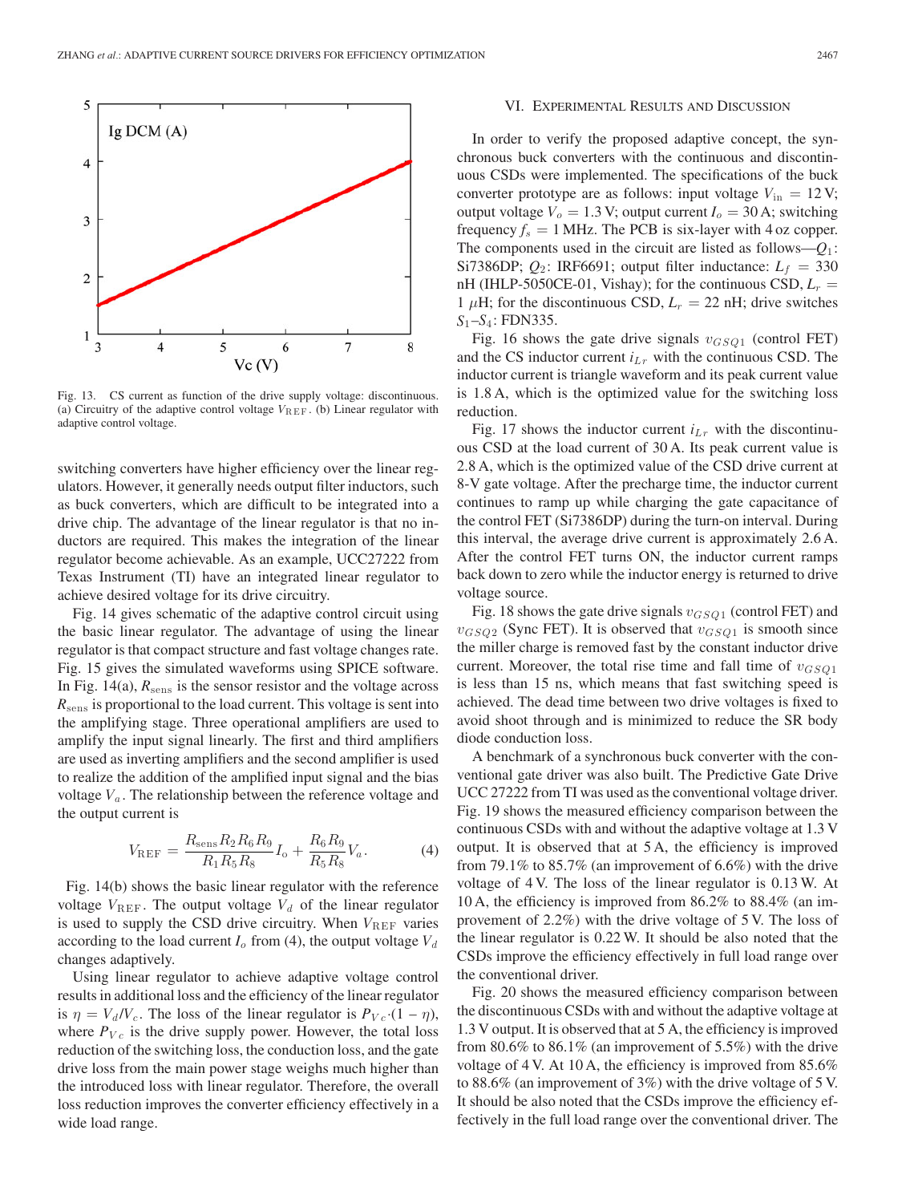Fig. 13. CS current as function of the drive supply voltage: discontinuous. (a) Circuitry of the adaptive control voltage $V_{\rm REF}$. (b) Linear regulator with adaptive control voltage.

switching converters have higher efficiency over the linear regulators. However, it generally needs output filter inductors, such as buck converters, which are difficult to be integrated into a drive chip. The advantage of the linear regulator is that no inductors are required. This makes the integration of the linear regulator become achievable. As an example, UCC27222 from Texas Instrument (TI) have an integrated linear regulator to achieve desired voltage for its drive circuitry.

Fig. 14 gives schematic of the adaptive control circuit using the basic linear regulator. The advantage of using the linear regulator is that compact structure and fast voltage changes rate. Fig. 15 gives the simulated waveforms using SPICE software. In Fig. 14(a), $R_{\rm sens}$ is the sensor resistor and the voltage across $R_{\rm sens}$ is proportional to the load current. This voltage is sent into the amplifying stage. Three operational amplifiers are used to amplify the input signal linearly. The first and third amplifiers are used as inverting amplifiers and the second amplifier is used to realize the addition of the amplified input signal and the bias voltage $V_a$. The relationship between the reference voltage and the output current is

$$V_{\rm REF} = \frac{R_{\rm sens} R_2 R_6 R_9}{R_1 R_5 R_8} I_{\rm o} + \frac{R_6 R_9}{R_5 R_8} V_a. \quad (4)$$

Fig. 14(b) shows the basic linear regulator with the reference voltage $V_{\rm REF}$. The output voltage $V_d$ of the linear regulator is used to supply the CSD drive circuitry. When $V_{\rm REF}$ varies according to the load current $I_o$ from (4), the output voltage $V_d$ changes adaptively.

Using linear regulator to achieve adaptive voltage control results in additional loss and the efficiency of the linear regulator is $\eta = V_d / V_c$. The loss of the linear regulator is $P_{Vc} \cdot (1 - \eta)$, where $P_{Vc}$ is the drive supply power. However, the total loss reduction of the switching loss, the conduction loss, and the gate drive loss from the main power stage weighs much higher than the introduced loss with linear regulator. Therefore, the overall loss reduction improves the converter efficiency effectively in a wide load range.

## VI. Experimental Results and Discussion

In order to verify the proposed adaptive concept, the synchronous buck converters with the continuous and discontinuous CSDs were implemented. The specifications of the buck converter prototype are as follows: input voltage $V_{\rm in} = 12$ V; output voltage $V_o = 1.3$ V; output current $I_o = 30$ A; switching frequency $f_s = 1$ MHz. The PCB is six-layer with 4 oz copper. The components used in the circuit are listed as follows—$Q_1$: Si7386DP; $Q_2$: IRF6691; output filter inductance: $L_f = 330$ nH (IHLP-5050CE-01, Vishay); for the continuous CSD, $L_r = 1\ \mu$H; for the discontinuous CSD, $L_r = 22$ nH; drive switches $S_1$–$S_4$: FDN335.

Fig. 16 shows the gate drive signals $v_{GSQ1}$ (control FET) and the CS inductor current $i_{Lr}$ with the continuous CSD. The inductor current is triangle waveform and its peak current value is 1.8 A, which is the optimized value for the switching loss reduction.

Fig. 17 shows the inductor current $i_{Lr}$ with the discontinuous CSD at the load current of 30 A. Its peak current value is 2.8 A, which is the optimized value of the CSD drive current at 8-V gate voltage. After the precharge time, the inductor current continues to ramp up while charging the gate capacitance of the control FET (Si7386DP) during the turn-on interval. During this interval, the average drive current is approximately 2.6 A. After the control FET turns ON, the inductor current ramps back down to zero while the inductor energy is returned to drive voltage source.

Fig. 18 shows the gate drive signals $v_{GSQ1}$ (control FET) and $v_{GSQ2}$ (Sync FET). It is observed that $v_{GSQ1}$ is smooth since the miller charge is removed fast by the constant inductor drive current. Moreover, the total rise time and fall time of $v_{GSQ1}$ is less than 15 ns, which means that fast switching speed is achieved. The dead time between two drive voltages is fixed to avoid shoot through and is minimized to reduce the SR body diode conduction loss.

A benchmark of a synchronous buck converter with the conventional gate driver was also built. The Predictive Gate Drive UCC 27222 from TI was used as the conventional voltage driver. Fig. 19 shows the measured efficiency comparison between the continuous CSDs with and without the adaptive voltage at 1.3 V output. It is observed that at 5 A, the efficiency is improved from 79.1% to 85.7% (an improvement of 6.6%) with the drive voltage of 4 V. The loss of the linear regulator is 0.13 W. At 10 A, the efficiency is improved from 86.2% to 88.4% (an improvement of 2.2%) with the drive voltage of 5 V. The loss of the linear regulator is 0.22 W. It should be also noted that the CSDs improve the efficiency effectively in full load range over the conventional driver.

Fig. 20 shows the measured efficiency comparison between the discontinuous CSDs with and without the adaptive voltage at 1.3 V output. It is observed that at 5 A, the efficiency is improved from 80.6% to 86.1% (an improvement of 5.5%) with the drive voltage of 4 V. At 10 A, the efficiency is improved from 85.6% to 88.6% (an improvement of 3%) with the drive voltage of 5 V. It should be also noted that the CSDs improve the efficiency effectively in the full load range over the conventional driver. The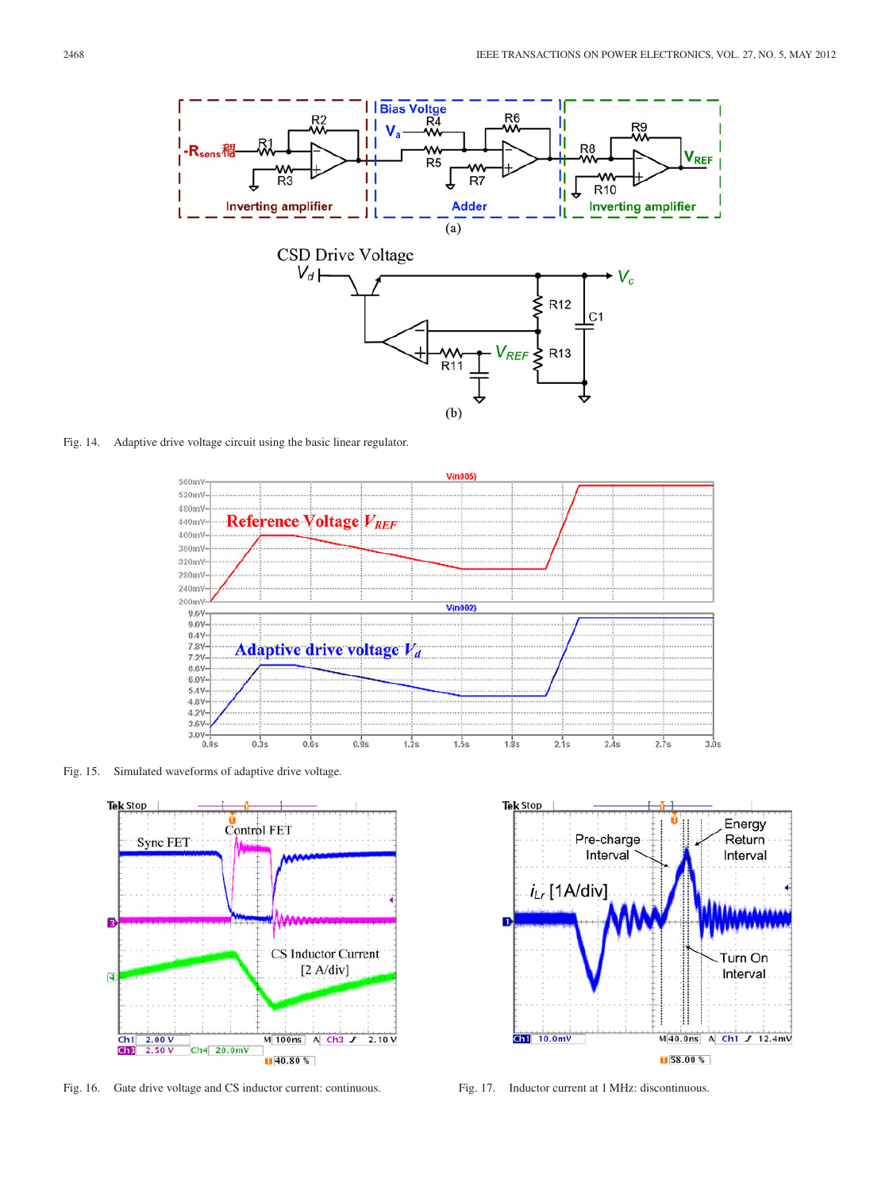Fig. 14. Adaptive drive voltage circuit using the basic linear regulator.

Fig. 15. Simulated waveforms of adaptive drive voltage.

Fig. 16. Gate drive voltage and CS inductor current: continuous.

Fig. 17. Inductor current at 1 MHz: discontinuous.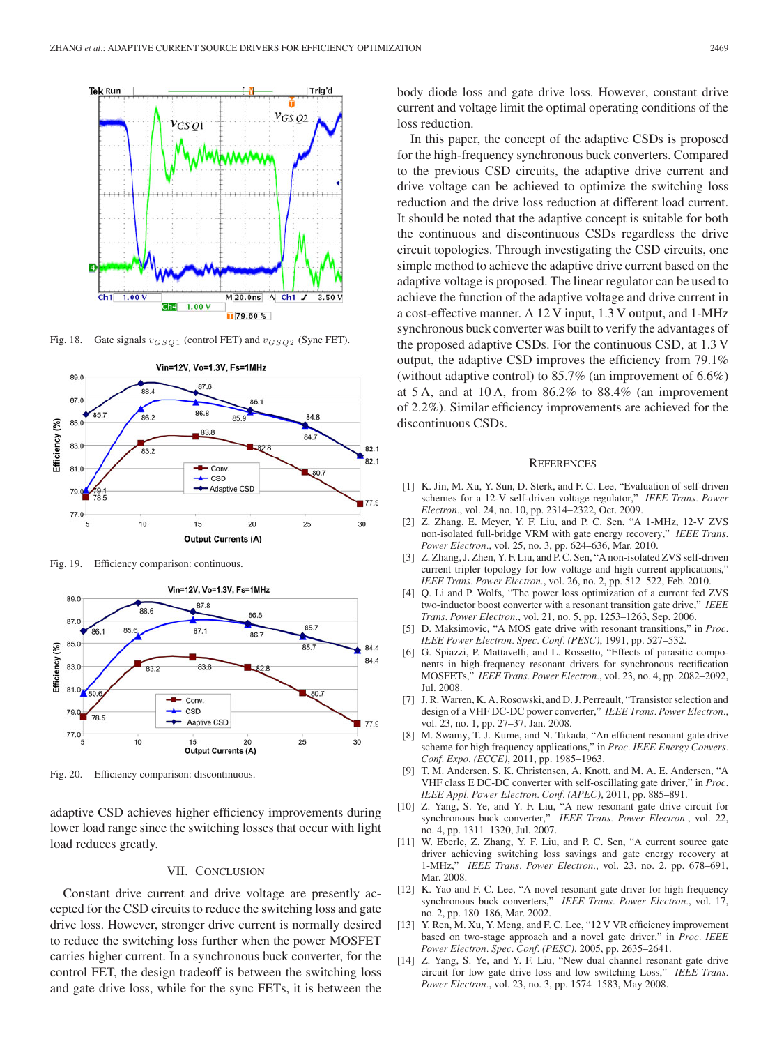Fig. 18. Gate signals $v_{GSQ1}$ (control FET) and $v_{GSQ2}$ (Sync FET).

Fig. 19. Efficiency comparison: continuous.

Fig. 20. Efficiency comparison: discontinuous.

adaptive CSD achieves higher efficiency improvements during lower load range since the switching losses that occur with light load reduces greatly.

## VII. Conclusion

Constant drive current and drive voltage are presently accepted for the CSD circuits to reduce the switching loss and gate drive loss. However, stronger drive current is normally desired to reduce the switching loss further when the power MOSFET carries higher current. In a synchronous buck converter, for the control FET, the design tradeoff is between the switching loss and gate drive loss, while for the sync FETs, it is between the body diode loss and gate drive loss. However, constant drive current and voltage limit the optimal operating conditions of the loss reduction.

In this paper, the concept of the adaptive CSDs is proposed for the high-frequency synchronous buck converters. Compared to the previous CSD circuits, the adaptive drive current and drive voltage can be achieved to optimize the switching loss reduction and the drive loss reduction at different load current. It should be noted that the adaptive concept is suitable for both the continuous and discontinuous CSDs regardless the drive circuit topologies. Through investigating the CSD circuits, one simple method to achieve the adaptive drive current based on the adaptive voltage is proposed. The linear regulator can be used to achieve the function of the adaptive voltage and drive current in a cost-effective manner. A 12 V input, 1.3 V output, and 1-MHz synchronous buck converter was built to verify the advantages of the proposed adaptive CSDs. For the continuous CSD, at 1.3 V output, the adaptive CSD improves the efficiency from 79.1% (without adaptive control) to 85.7% (an improvement of 6.6%) at 5 A, and at 10 A, from 86.2% to 88.4% (an improvement of 2.2%). Similar efficiency improvements are achieved for the discontinuous CSDs.

## References

[1] K. Jin, M. Xu, Y. Sun, D. Sterk, and F. C. Lee, "Evaluation of self-driven schemes for a 12-V self-driven voltage regulator," *IEEE Trans. Power Electron.*, vol. 24, no. 10, pp. 2314–2322, Oct. 2009.

[2] Z. Zhang, E. Meyer, Y. F. Liu, and P. C. Sen, "A 1-MHz, 12-V ZVS non-isolated full-bridge VRM with gate energy recovery," *IEEE Trans. Power Electron.*, vol. 25, no. 3, pp. 624–636, Mar. 2010.

[3] Z. Zhang, J. Zhen, Y. F. Liu, and P. C. Sen, "A non-isolated ZVS self-driven current tripler topology for low voltage and high current applications," *IEEE Trans. Power Electron.*, vol. 26, no. 2, pp. 512–522, Feb. 2010.

[4] Q. Li and P. Wolfs, "The power loss optimization of a current fed ZVS two-inductor boost converter with a resonant transition gate drive," *IEEE Trans. Power Electron.*, vol. 21, no. 5, pp. 1253–1263, Sep. 2006.

[5] D. Maksimovic, "A MOS gate drive with resonant transitions," in *Proc. IEEE Power Electron. Spec. Conf. (PESC)*, 1991, pp. 527–532.

[6] G. Spiazzi, P. Mattavelli, and L. Rossetto, "Effects of parasitic components in high-frequency resonant drivers for synchronous rectification MOSFETs," *IEEE Trans. Power Electron.*, vol. 23, no. 4, pp. 2082–2092, Jul. 2008.

[7] J. R. Warren, K. A. Rosowski, and D. J. Perreault, "Transistor selection and design of a VHF DC-DC power converter," *IEEE Trans. Power Electron.*, vol. 23, no. 1, pp. 27–37, Jan. 2008.

[8] M. Swamy, T. J. Kume, and N. Takada, "An efficient resonant gate drive scheme for high frequency applications," in *Proc. IEEE Energy Convers. Conf. Expo. (ECCE)*, 2011, pp. 1985–1963.

[9] T. M. Andersen, S. K. Christensen, A. Knott, and M. A. E. Andersen, "A VHF class E DC-DC converter with self-oscillating gate driver," in *Proc. IEEE Appl. Power Electron. Conf. (APEC)*, 2011, pp. 885–891.

[10] Z. Yang, S. Ye, and Y. F. Liu, "A new resonant gate drive circuit for synchronous buck converter," *IEEE Trans. Power Electron.*, vol. 22, no. 4, pp. 1311–1320, Jul. 2007.

[11] W. Eberle, Z. Zhang, Y. F. Liu, and P. C. Sen, "A current source gate driver achieving switching loss savings and gate energy recovery at 1-MHz," *IEEE Trans. Power Electron.*, vol. 23, no. 2, pp. 678–691, Mar. 2008.

[12] K. Yao and F. C. Lee, "A novel resonant gate driver for high frequency synchronous buck converters," *IEEE Trans. Power Electron.*, vol. 17, no. 2, pp. 180–186, Mar. 2002.

[13] Y. Ren, M. Xu, Y. Meng, and F. C. Lee, "12 V VR efficiency improvement based on two-stage approach and a novel gate driver," in *Proc. IEEE Power Electron. Spec. Conf. (PESC)*, 2005, pp. 2635–2641.

[14] Z. Yang, S. Ye, and Y. F. Liu, "New dual channel resonant gate drive circuit for low gate drive loss and low switching Loss," *IEEE Trans. Power Electron.*, vol. 23, no. 3, pp. 1574–1583, May 2008.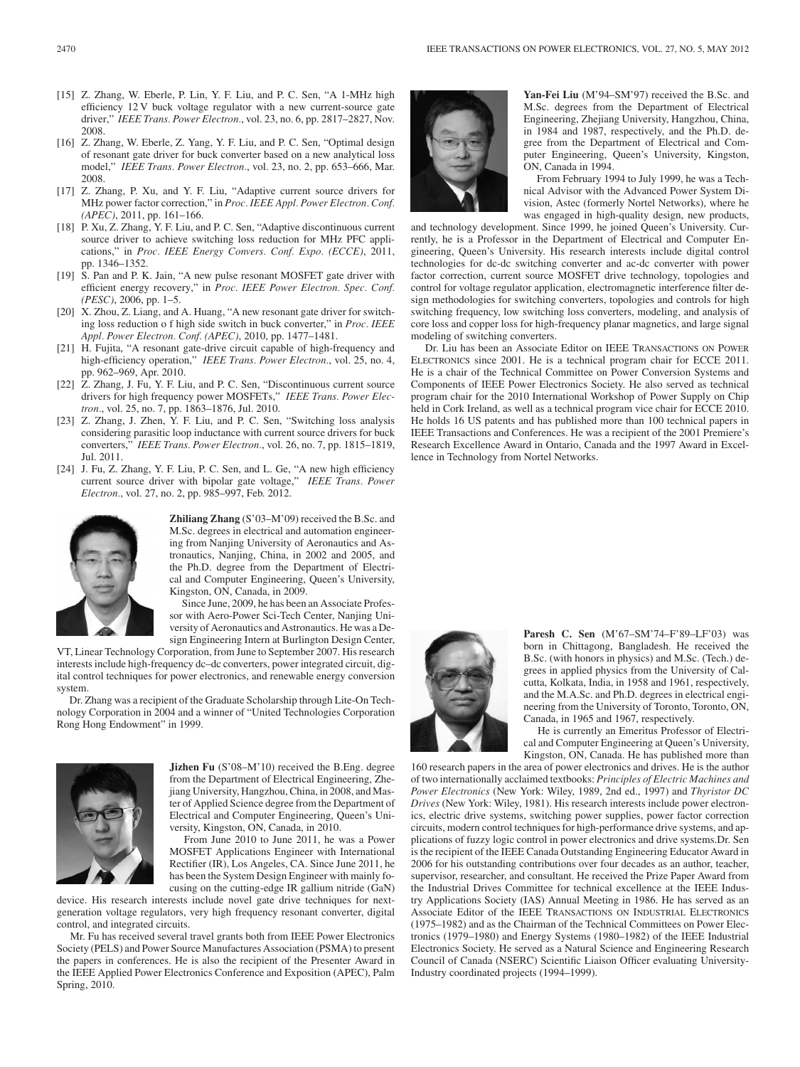[15] Z. Zhang, W. Eberle, P. Lin, Y. F. Liu, and P. C. Sen, "A 1-MHz high efficiency 12 V buck voltage regulator with a new current-source gate driver," *IEEE Trans. Power Electron.*, vol. 23, no. 6, pp. 2817–2827, Nov. 2008.

[16] Z. Zhang, W. Eberle, Z. Yang, Y. F. Liu, and P. C. Sen, "Optimal design of resonant gate driver for buck converter based on a new analytical loss model," *IEEE Trans. Power Electron.*, vol. 23, no. 2, pp. 653–666, Mar. 2008.

[17] Z. Zhang, P. Xu, and Y. F. Liu, "Adaptive current source drivers for MHz power factor correction," in *Proc. IEEE Appl. Power Electron. Conf. (APEC)*, 2011, pp. 161–166.

[18] P. Xu, Z. Zhang, Y. F. Liu, and P. C. Sen, "Adaptive discontinuous current source driver to achieve switching loss reduction for MHz PFC applications," in *Proc. IEEE Energy Convers. Conf. Expo. (ECCE)*, 2011, pp. 1346–1352.

[19] S. Pan and P. K. Jain, "A new pulse resonant MOSFET gate driver with efficient energy recovery," in *Proc. IEEE Power Electron. Spec. Conf. (PESC)*, 2006, pp. 1–5.

[20] X. Zhou, Z. Liang, and A. Huang, "A new resonant gate driver for switching loss reduction o f high side switch in buck converter," in *Proc. IEEE Appl. Power Electron. Conf. (APEC)*, 2010, pp. 1477–1481.

[21] H. Fujita, "A resonant gate-drive circuit capable of high-frequency and high-efficiency operation," *IEEE Trans. Power Electron.*, vol. 25, no. 4, pp. 962–969, Apr. 2010.

[22] Z. Zhang, J. Fu, Y. F. Liu, and P. C. Sen, "Discontinuous current source drivers for high frequency power MOSFETs," *IEEE Trans. Power Electron.*, vol. 25, no. 7, pp. 1863–1876, Jul. 2010.

[23] Z. Zhang, J. Zhen, Y. F. Liu, and P. C. Sen, "Switching loss analysis considering parasitic loop inductance with current source drivers for buck converters," *IEEE Trans. Power Electron.*, vol. 26, no. 7, pp. 1815–1819, Jul. 2011.

[24] J. Fu, Z. Zhang, Y. F. Liu, P. C. Sen, and L. Ge, "A new high efficiency current source driver with bipolar gate voltage," *IEEE Trans. Power Electron.*, vol. 27, no. 2, pp. 985–997, Feb. 2012.

**Zhiliang Zhang** (S'03–M'09) received the B.Sc. and M.Sc. degrees in electrical and automation engineering from Nanjing University of Aeronautics and Astronautics, Nanjing, China, in 2002 and 2005, and the Ph.D. degree from the Department of Electrical and Computer Engineering, Queen's University, Kingston, ON, Canada, in 2009.

Since June, 2009, he has been an Associate Professor with Aero-Power Sci-Tech Center, Nanjing University of Aeronautics and Astronautics. He was a Design Engineering Intern at Burlington Design Center, VT, Linear Technology Corporation, from June to September 2007. His research interests include high-frequency dc–dc converters, power integrated circuit, digital control techniques for power electronics, and renewable energy conversion system.

Dr. Zhang was a recipient of the Graduate Scholarship through Lite-On Technology Corporation in 2004 and a winner of "United Technologies Corporation Rong Hong Endowment" in 1999.

**Jizhen Fu** (S'08–M'10) received the B.Eng. degree from the Department of Electrical Engineering, Zhejiang University, Hangzhou, China, in 2008, and Master of Applied Science degree from the Department of Electrical and Computer Engineering, Queen's University, Kingston, ON, Canada, in 2010.

From June 2010 to June 2011, he was a Power MOSFET Applications Engineer with International Rectifier (IR), Los Angeles, CA. Since June 2011, he has been the System Design Engineer with mainly focusing on the cutting-edge IR gallium nitride (GaN) device. His research interests include novel gate drive techniques for next-generation voltage regulators, very high frequency resonant converter, digital control, and integrated circuits.

Mr. Fu has received several travel grants both from IEEE Power Electronics Society (PELS) and Power Source Manufactures Association (PSMA) to present the papers in conferences. He is also the recipient of the Presenter Award in the IEEE Applied Power Electronics Conference and Exposition (APEC), Palm Spring, 2010.

**Yan-Fei Liu** (M'94–SM'97) received the B.Sc. and M.Sc. degrees from the Department of Electrical Engineering, Zhejiang University, Hangzhou, China, in 1984 and 1987, respectively, and the Ph.D. degree from the Department of Electrical and Computer Engineering, Queen's University, Kingston, ON, Canada in 1994.

From February 1994 to July 1999, he was a Technical Advisor with the Advanced Power System Division, Astec (formerly Nortel Networks), where he was engaged in high-quality design, new products, and technology development. Since 1999, he joined Queen's University. Currently, he is a Professor in the Department of Electrical and Computer Engineering, Queen's University. His research interests include digital control technologies for dc-dc switching converter and ac-dc converter with power factor correction, current source MOSFET drive technology, topologies and control for voltage regulator application, electromagnetic interference filter design methodologies for switching converters, topologies and controls for high switching frequency, low switching loss converters, modeling, and analysis of core loss and copper loss for high-frequency planar magnetics, and large signal modeling of switching converters.

Dr. Liu has been an Associate Editor on IEEE TRANSACTIONS ON POWER ELECTRONICS since 2001. He is a technical program chair for ECCE 2011. He is a chair of the Technical Committee on Power Conversion Systems and Components of IEEE Power Electronics Society. He also served as technical program chair for the 2010 International Workshop of Power Supply on Chip held in Cork Ireland, as well as a technical program vice chair for ECCE 2010. He holds 16 US patents and has published more than 100 technical papers in IEEE Transactions and Conferences. He was a recipient of the 2001 Premiere's Research Excellence Award in Ontario, Canada and the 1997 Award in Excellence in Technology from Nortel Networks.

**Paresh C. Sen** (M'67–SM'74–F'89–LF'03) was born in Chittagong, Bangladesh. He received the B.Sc. (with honors in physics) and M.Sc. (Tech.) degrees in applied physics from the University of Calcutta, Kolkata, India, in 1958 and 1961, respectively, and the M.A.Sc. and Ph.D. degrees in electrical engineering from the University of Toronto, Toronto, ON, Canada, in 1965 and 1967, respectively.

He is currently an Emeritus Professor of Electrical and Computer Engineering at Queen's University, Kingston, ON, Canada. He has published more than 160 research papers in the area of power electronics and drives. He is the author of two internationally acclaimed textbooks: *Principles of Electric Machines and Power Electronics* (New York: Wiley, 1989, 2nd ed., 1997) and *Thyristor DC Drives* (New York: Wiley, 1981). His research interests include power electronics, electric drive systems, switching power supplies, power factor correction circuits, modern control techniques for high-performance drive systems, and applications of fuzzy logic control in power electronics and drive systems.Dr. Sen is the recipient of the IEEE Canada Outstanding Engineering Educator Award in 2006 for his outstanding contributions over four decades as an author, teacher, supervisor, researcher, and consultant. He received the Prize Paper Award from the Industrial Drives Committee for technical excellence at the IEEE Industry Applications Society (IAS) Annual Meeting in 1986. He has served as an Associate Editor of the IEEE TRANSACTIONS ON INDUSTRIAL ELECTRONICS (1975–1982) and as the Chairman of the Technical Committees on Power Electronics (1979–1980) and Energy Systems (1980–1982) of the IEEE Industrial Electronics Society. He served as a Natural Science and Engineering Research Council of Canada (NSERC) Scientific Liaison Officer evaluating University-Industry coordinated projects (1994–1999).